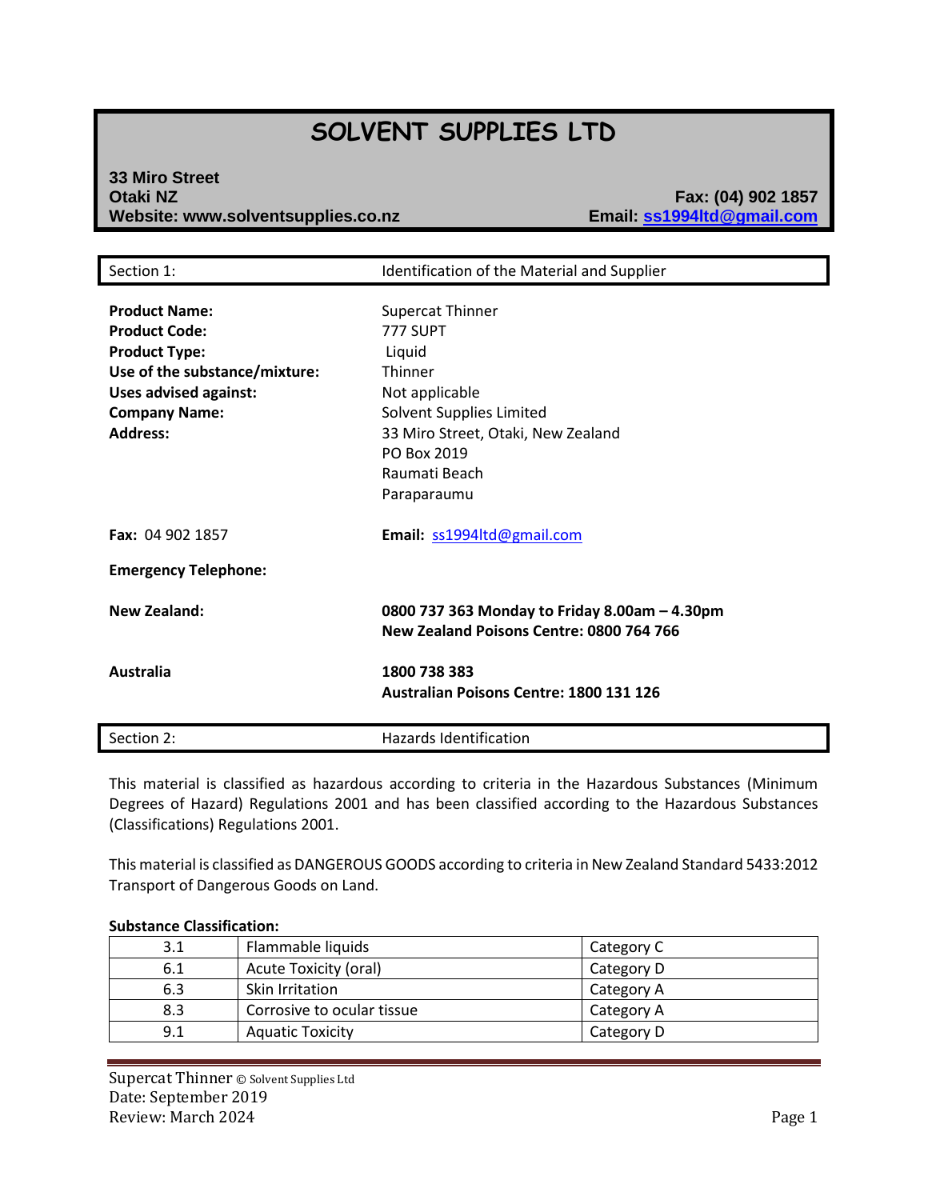# SOLVENT SUPPLIES LTD

**33 Miro Street**
**Otaki NZ**
**Website: www.solventsupplies.co.nz**

**Fax: (04) 902 1857**
**Email: ss1994ltd@gmail.com**

## Section 1: Identification of the Material and Supplier

**Product Name:** Supercat Thinner
**Product Code:** 777 SUPT
**Product Type:** Liquid
**Use of the substance/mixture:** Thinner
**Uses advised against:** Not applicable
**Company Name:** Solvent Supplies Limited
**Address:** 33 Miro Street, Otaki, New Zealand
PO Box 2019
Raumati Beach
Paraparaumu

**Fax:** 04 902 1857

**Email:** ss1994ltd@gmail.com

**Emergency Telephone:**

**New Zealand:** **0800 737 363 Monday to Friday 8.00am – 4.30pm**
**New Zealand Poisons Centre: 0800 764 766**

**Australia** **1800 738 383**
**Australian Poisons Centre: 1800 131 126**

## Section 2: Hazards Identification

This material is classified as hazardous according to criteria in the Hazardous Substances (Minimum Degrees of Hazard) Regulations 2001 and has been classified according to the Hazardous Substances (Classifications) Regulations 2001.

This material is classified as DANGEROUS GOODS according to criteria in New Zealand Standard 5433:2012 Transport of Dangerous Goods on Land.

**Substance Classification:**

| | | |
|---|---|---|
| 3.1 | Flammable liquids | Category C |
| 6.1 | Acute Toxicity (oral) | Category D |
| 6.3 | Skin Irritation | Category A |
| 8.3 | Corrosive to ocular tissue | Category A |
| 9.1 | Aquatic Toxicity | Category D |

Supercat Thinner © Solvent Supplies Ltd
Date: September 2019
Review: March 2024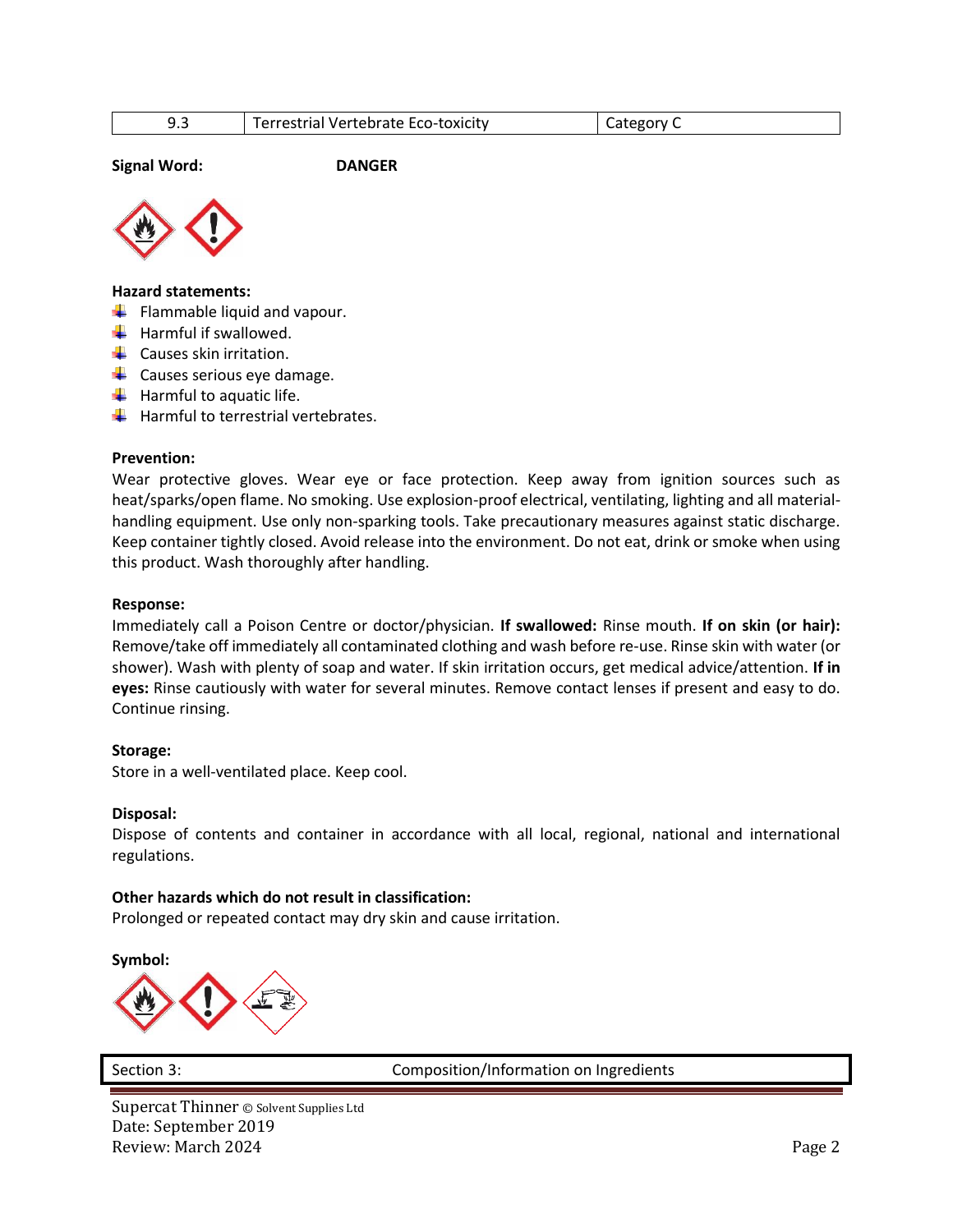| 9.3 | Terrestrial Vertebrate Eco-toxicity | Category C |
|---|---|---|

**Signal Word:** **DANGER**

**Hazard statements:**

- Flammable liquid and vapour.
- Harmful if swallowed.
- Causes skin irritation.
- Causes serious eye damage.
- Harmful to aquatic life.
- Harmful to terrestrial vertebrates.

**Prevention:**

Wear protective gloves. Wear eye or face protection. Keep away from ignition sources such as heat/sparks/open flame. No smoking. Use explosion-proof electrical, ventilating, lighting and all material-handling equipment. Use only non-sparking tools. Take precautionary measures against static discharge. Keep container tightly closed. Avoid release into the environment. Do not eat, drink or smoke when using this product. Wash thoroughly after handling.

**Response:**

Immediately call a Poison Centre or doctor/physician. **If swallowed:** Rinse mouth. **If on skin (or hair):** Remove/take off immediately all contaminated clothing and wash before re-use. Rinse skin with water (or shower). Wash with plenty of soap and water. If skin irritation occurs, get medical advice/attention. **If in eyes:** Rinse cautiously with water for several minutes. Remove contact lenses if present and easy to do. Continue rinsing.

**Storage:**

Store in a well-ventilated place. Keep cool.

**Disposal:**

Dispose of contents and container in accordance with all local, regional, national and international regulations.

**Other hazards which do not result in classification:**

Prolonged or repeated contact may dry skin and cause irritation.

**Symbol:**

| Section 3: | Composition/Information on Ingredients |
|---|---|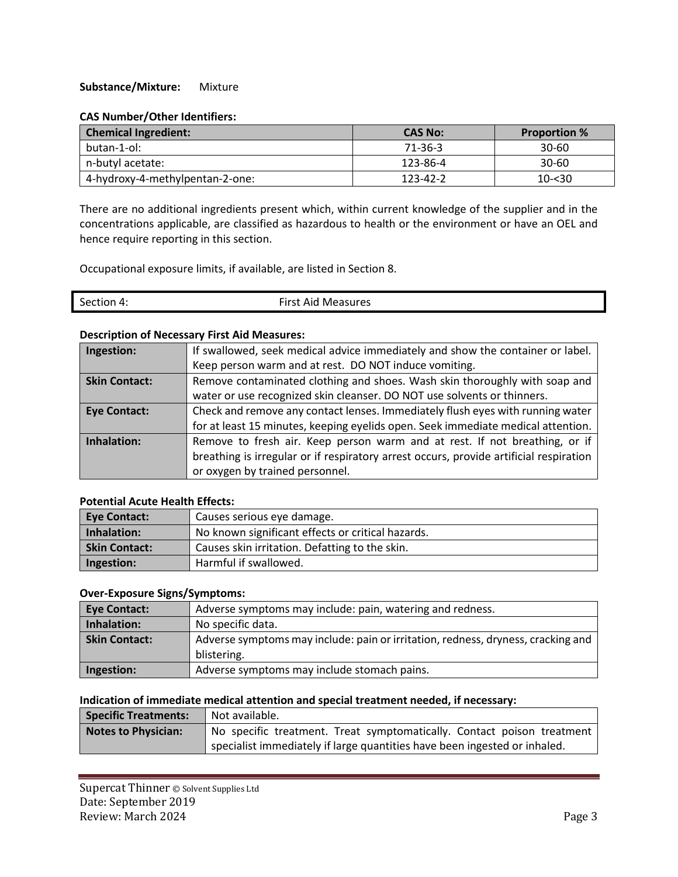**Substance/Mixture:** Mixture

**CAS Number/Other Identifiers:**

| Chemical Ingredient: | CAS No: | Proportion % |
|---|---|---|
| butan-1-ol: | 71-36-3 | 30-60 |
| n-butyl acetate: | 123-86-4 | 30-60 |
| 4-hydroxy-4-methylpentan-2-one: | 123-42-2 | 10-<30 |

There are no additional ingredients present which, within current knowledge of the supplier and in the concentrations applicable, are classified as hazardous to health or the environment or have an OEL and hence require reporting in this section.

Occupational exposure limits, if available, are listed in Section 8.

## Section 4: First Aid Measures

**Description of Necessary First Aid Measures:**

| | |
|---|---|
| **Ingestion:** | If swallowed, seek medical advice immediately and show the container or label. Keep person warm and at rest. DO NOT induce vomiting. |
| **Skin Contact:** | Remove contaminated clothing and shoes. Wash skin thoroughly with soap and water or use recognized skin cleanser. DO NOT use solvents or thinners. |
| **Eye Contact:** | Check and remove any contact lenses. Immediately flush eyes with running water for at least 15 minutes, keeping eyelids open. Seek immediate medical attention. |
| **Inhalation:** | Remove to fresh air. Keep person warm and at rest. If not breathing, or if breathing is irregular or if respiratory arrest occurs, provide artificial respiration or oxygen by trained personnel. |

**Potential Acute Health Effects:**

| | |
|---|---|
| **Eye Contact:** | Causes serious eye damage. |
| **Inhalation:** | No known significant effects or critical hazards. |
| **Skin Contact:** | Causes skin irritation. Defatting to the skin. |
| **Ingestion:** | Harmful if swallowed. |

**Over-Exposure Signs/Symptoms:**

| | |
|---|---|
| **Eye Contact:** | Adverse symptoms may include: pain, watering and redness. |
| **Inhalation:** | No specific data. |
| **Skin Contact:** | Adverse symptoms may include: pain or irritation, redness, dryness, cracking and blistering. |
| **Ingestion:** | Adverse symptoms may include stomach pains. |

**Indication of immediate medical attention and special treatment needed, if necessary:**

| | |
|---|---|
| **Specific Treatments:** | Not available. |
| **Notes to Physician:** | No specific treatment. Treat symptomatically. Contact poison treatment specialist immediately if large quantities have been ingested or inhaled. |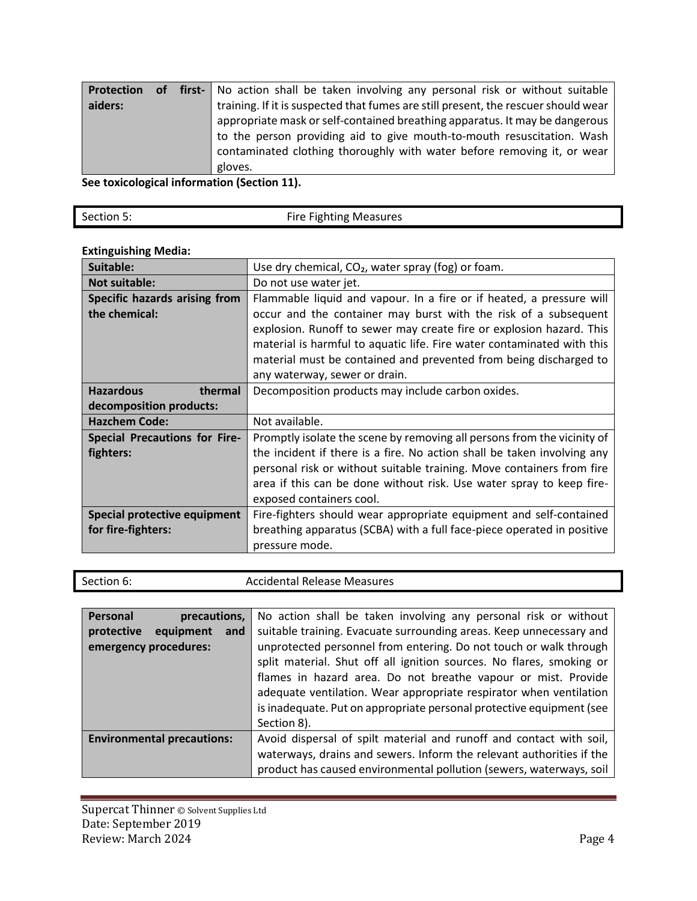| | |
|---|---|
| **Protection of first-aiders:** | No action shall be taken involving any personal risk or without suitable training. If it is suspected that fumes are still present, the rescuer should wear appropriate mask or self-contained breathing apparatus. It may be dangerous to the person providing aid to give mouth-to-mouth resuscitation. Wash contaminated clothing thoroughly with water before removing it, or wear gloves. |

**See toxicological information (Section 11).**

## Section 5: Fire Fighting Measures

**Extinguishing Media:**

| | |
|---|---|
| **Suitable:** | Use dry chemical, $CO_2$, water spray (fog) or foam. |
| **Not suitable:** | Do not use water jet. |
| **Specific hazards arising from the chemical:** | Flammable liquid and vapour. In a fire or if heated, a pressure will occur and the container may burst with the risk of a subsequent explosion. Runoff to sewer may create fire or explosion hazard. This material is harmful to aquatic life. Fire water contaminated with this material must be contained and prevented from being discharged to any waterway, sewer or drain. |
| **Hazardous thermal decomposition products:** | Decomposition products may include carbon oxides. |
| **Hazchem Code:** | Not available. |
| **Special Precautions for Fire-fighters:** | Promptly isolate the scene by removing all persons from the vicinity of the incident if there is a fire. No action shall be taken involving any personal risk or without suitable training. Move containers from fire area if this can be done without risk. Use water spray to keep fire-exposed containers cool. |
| **Special protective equipment for fire-fighters:** | Fire-fighters should wear appropriate equipment and self-contained breathing apparatus (SCBA) with a full face-piece operated in positive pressure mode. |

## Section 6: Accidental Release Measures

| | |
|---|---|
| **Personal precautions, protective equipment and emergency procedures:** | No action shall be taken involving any personal risk or without suitable training. Evacuate surrounding areas. Keep unnecessary and unprotected personnel from entering. Do not touch or walk through split material. Shut off all ignition sources. No flares, smoking or flames in hazard area. Do not breathe vapour or mist. Provide adequate ventilation. Wear appropriate respirator when ventilation is inadequate. Put on appropriate personal protective equipment (see Section 8). |
| **Environmental precautions:** | Avoid dispersal of spilt material and runoff and contact with soil, waterways, drains and sewers. Inform the relevant authorities if the product has caused environmental pollution (sewers, waterways, soil |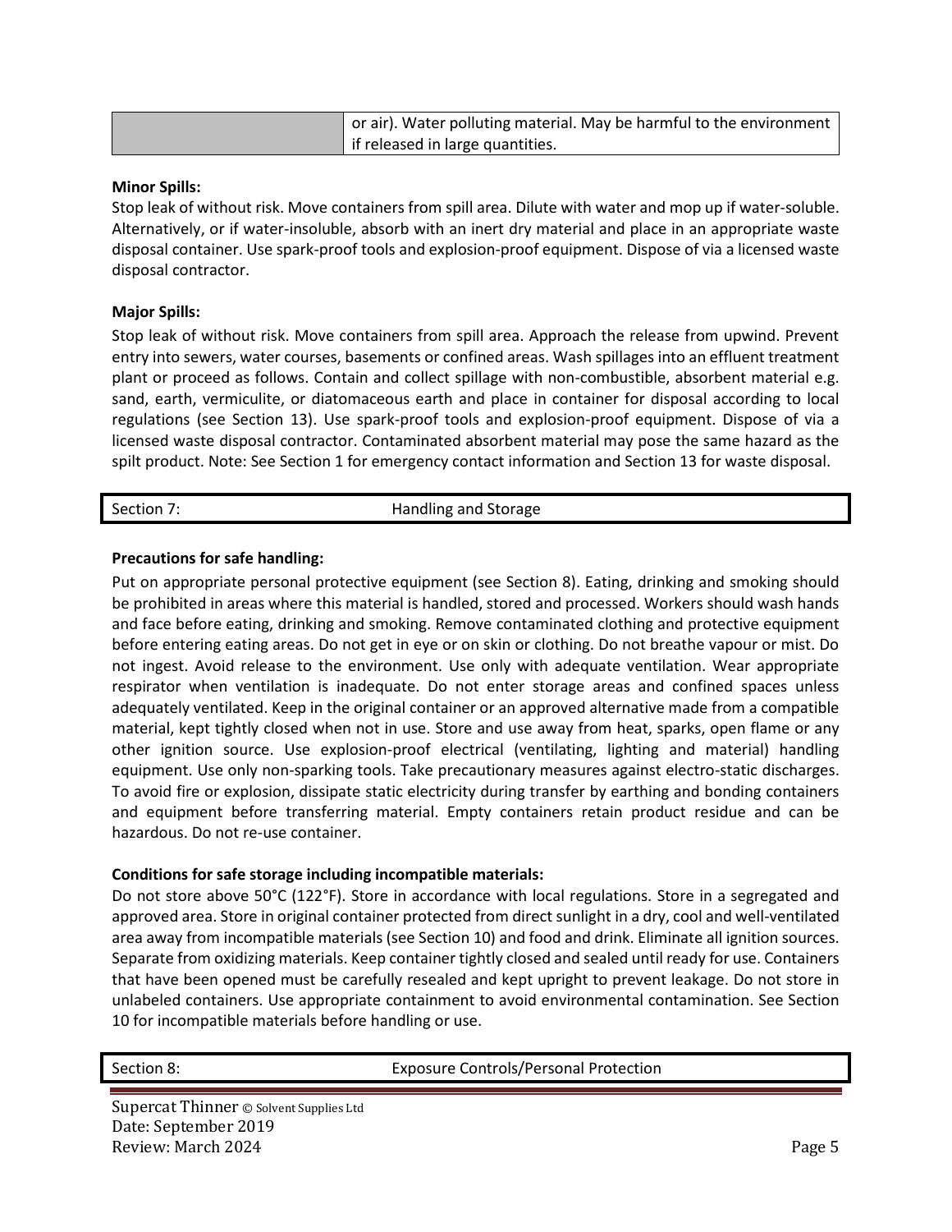| | or air). Water polluting material. May be harmful to the environment if released in large quantities. |
|---|---|

**Minor Spills:**

Stop leak of without risk. Move containers from spill area. Dilute with water and mop up if water-soluble. Alternatively, or if water-insoluble, absorb with an inert dry material and place in an appropriate waste disposal container. Use spark-proof tools and explosion-proof equipment. Dispose of via a licensed waste disposal contractor.

**Major Spills:**

Stop leak of without risk. Move containers from spill area. Approach the release from upwind. Prevent entry into sewers, water courses, basements or confined areas. Wash spillages into an effluent treatment plant or proceed as follows. Contain and collect spillage with non-combustible, absorbent material e.g. sand, earth, vermiculite, or diatomaceous earth and place in container for disposal according to local regulations (see Section 13). Use spark-proof tools and explosion-proof equipment. Dispose of via a licensed waste disposal contractor. Contaminated absorbent material may pose the same hazard as the spilt product. Note: See Section 1 for emergency contact information and Section 13 for waste disposal.

## Section 7: Handling and Storage

**Precautions for safe handling:**

Put on appropriate personal protective equipment (see Section 8). Eating, drinking and smoking should be prohibited in areas where this material is handled, stored and processed. Workers should wash hands and face before eating, drinking and smoking. Remove contaminated clothing and protective equipment before entering eating areas. Do not get in eye or on skin or clothing. Do not breathe vapour or mist. Do not ingest. Avoid release to the environment. Use only with adequate ventilation. Wear appropriate respirator when ventilation is inadequate. Do not enter storage areas and confined spaces unless adequately ventilated. Keep in the original container or an approved alternative made from a compatible material, kept tightly closed when not in use. Store and use away from heat, sparks, open flame or any other ignition source. Use explosion-proof electrical (ventilating, lighting and material) handling equipment. Use only non-sparking tools. Take precautionary measures against electro-static discharges. To avoid fire or explosion, dissipate static electricity during transfer by earthing and bonding containers and equipment before transferring material. Empty containers retain product residue and can be hazardous. Do not re-use container.

**Conditions for safe storage including incompatible materials:**

Do not store above 50°C (122°F). Store in accordance with local regulations. Store in a segregated and approved area. Store in original container protected from direct sunlight in a dry, cool and well-ventilated area away from incompatible materials (see Section 10) and food and drink. Eliminate all ignition sources. Separate from oxidizing materials. Keep container tightly closed and sealed until ready for use. Containers that have been opened must be carefully resealed and kept upright to prevent leakage. Do not store in unlabeled containers. Use appropriate containment to avoid environmental contamination. See Section 10 for incompatible materials before handling or use.

## Section 8: Exposure Controls/Personal Protection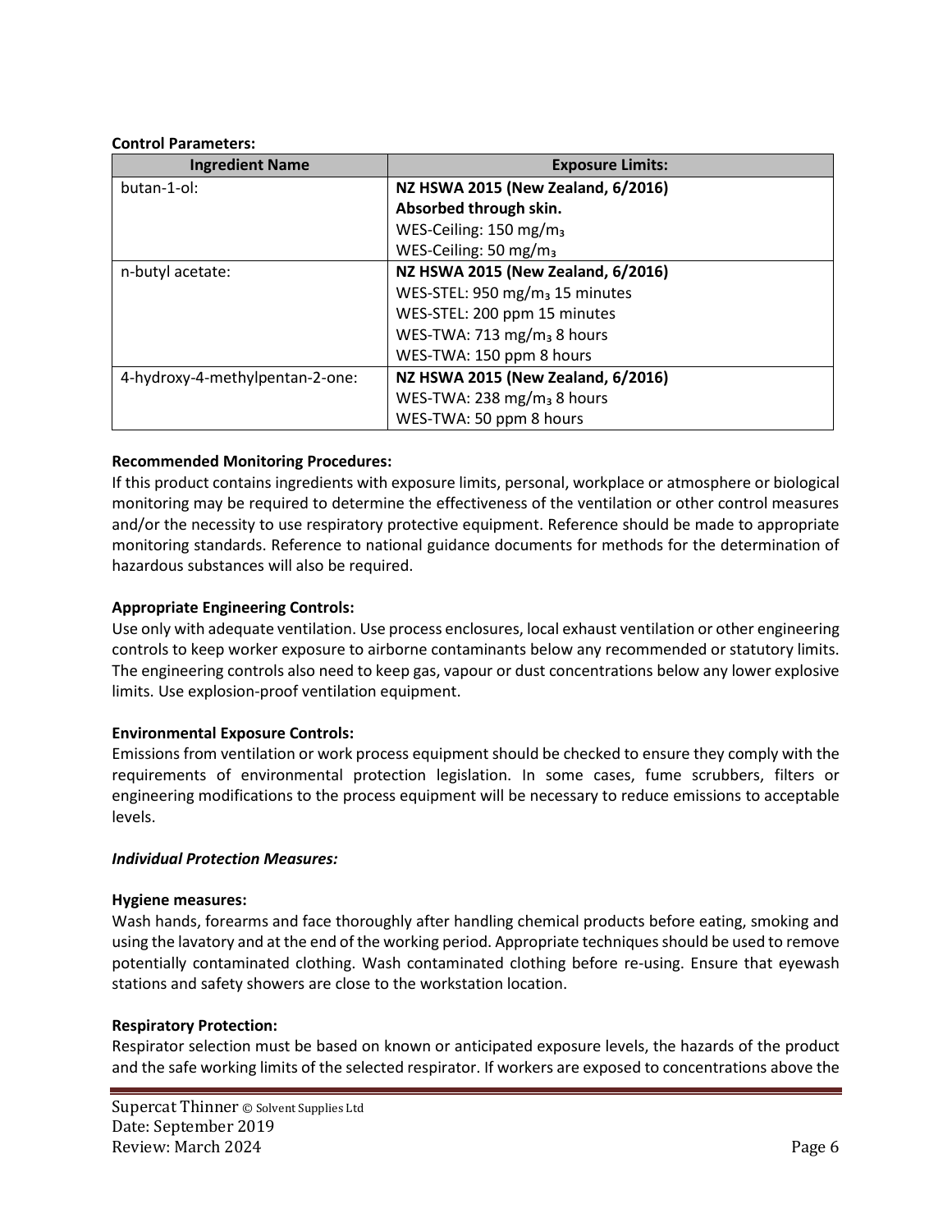**Control Parameters:**

| Ingredient Name | Exposure Limits: |
|---|---|
| butan-1-ol: | **NZ HSWA 2015 (New Zealand, 6/2016)**<br>**Absorbed through skin.**<br>WES-Ceiling: 150 mg/$m_3$<br>WES-Ceiling: 50 mg/$m_3$ |
| n-butyl acetate: | **NZ HSWA 2015 (New Zealand, 6/2016)**<br>WES-STEL: 950 mg/$m_3$ 15 minutes<br>WES-STEL: 200 ppm 15 minutes<br>WES-TWA: 713 mg/$m_3$ 8 hours<br>WES-TWA: 150 ppm 8 hours |
| 4-hydroxy-4-methylpentan-2-one: | **NZ HSWA 2015 (New Zealand, 6/2016)**<br>WES-TWA: 238 mg/$m_3$ 8 hours<br>WES-TWA: 50 ppm 8 hours |

**Recommended Monitoring Procedures:**
If this product contains ingredients with exposure limits, personal, workplace or atmosphere or biological monitoring may be required to determine the effectiveness of the ventilation or other control measures and/or the necessity to use respiratory protective equipment. Reference should be made to appropriate monitoring standards. Reference to national guidance documents for methods for the determination of hazardous substances will also be required.

**Appropriate Engineering Controls:**
Use only with adequate ventilation. Use process enclosures, local exhaust ventilation or other engineering controls to keep worker exposure to airborne contaminants below any recommended or statutory limits. The engineering controls also need to keep gas, vapour or dust concentrations below any lower explosive limits. Use explosion-proof ventilation equipment.

**Environmental Exposure Controls:**
Emissions from ventilation or work process equipment should be checked to ensure they comply with the requirements of environmental protection legislation. In some cases, fume scrubbers, filters or engineering modifications to the process equipment will be necessary to reduce emissions to acceptable levels.

***Individual Protection Measures:***

**Hygiene measures:**
Wash hands, forearms and face thoroughly after handling chemical products before eating, smoking and using the lavatory and at the end of the working period. Appropriate techniques should be used to remove potentially contaminated clothing. Wash contaminated clothing before re-using. Ensure that eyewash stations and safety showers are close to the workstation location.

**Respiratory Protection:**
Respirator selection must be based on known or anticipated exposure levels, the hazards of the product and the safe working limits of the selected respirator. If workers are exposed to concentrations above the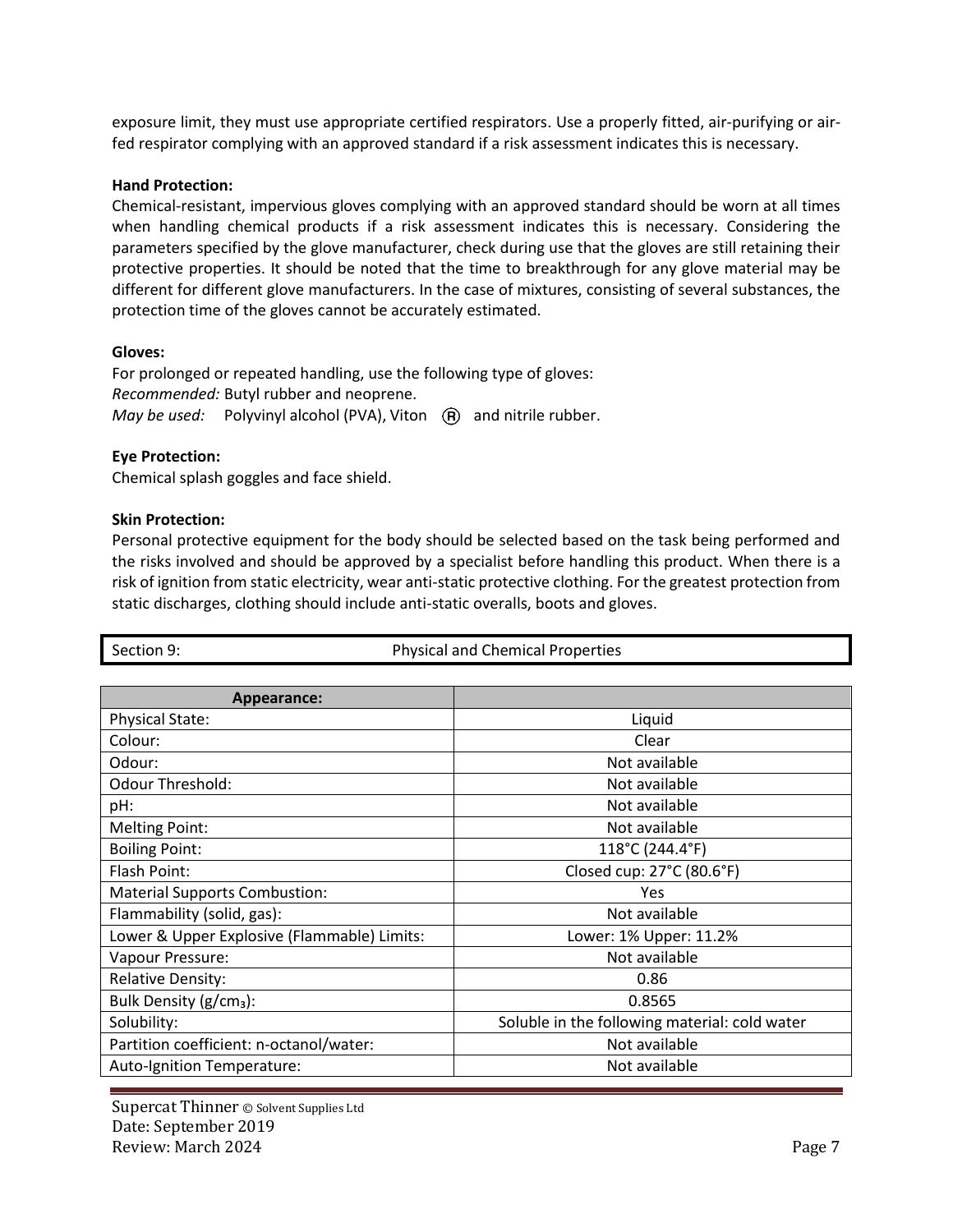exposure limit, they must use appropriate certified respirators. Use a properly fitted, air-purifying or air-fed respirator complying with an approved standard if a risk assessment indicates this is necessary.

**Hand Protection:**
Chemical-resistant, impervious gloves complying with an approved standard should be worn at all times when handling chemical products if a risk assessment indicates this is necessary. Considering the parameters specified by the glove manufacturer, check during use that the gloves are still retaining their protective properties. It should be noted that the time to breakthrough for any glove material may be different for different glove manufacturers. In the case of mixtures, consisting of several substances, the protection time of the gloves cannot be accurately estimated.

**Gloves:**
For prolonged or repeated handling, use the following type of gloves:
*Recommended:* Butyl rubber and neoprene.
*May be used:* Polyvinyl alcohol (PVA), Viton ® and nitrile rubber.

**Eye Protection:**
Chemical splash goggles and face shield.

**Skin Protection:**
Personal protective equipment for the body should be selected based on the task being performed and the risks involved and should be approved by a specialist before handling this product. When there is a risk of ignition from static electricity, wear anti-static protective clothing. For the greatest protection from static discharges, clothing should include anti-static overalls, boots and gloves.

## Section 9: Physical and Chemical Properties

| Appearance: | |
|---|---|
| Physical State: | Liquid |
| Colour: | Clear |
| Odour: | Not available |
| Odour Threshold: | Not available |
| pH: | Not available |
| Melting Point: | Not available |
| Boiling Point: | 118°C (244.4°F) |
| Flash Point: | Closed cup: 27°C (80.6°F) |
| Material Supports Combustion: | Yes |
| Flammability (solid, gas): | Not available |
| Lower & Upper Explosive (Flammable) Limits: | Lower: 1% Upper: 11.2% |
| Vapour Pressure: | Not available |
| Relative Density: | 0.86 |
| Bulk Density (g/$cm_3$): | 0.8565 |
| Solubility: | Soluble in the following material: cold water |
| Partition coefficient: n-octanol/water: | Not available |
| Auto-Ignition Temperature: | Not available |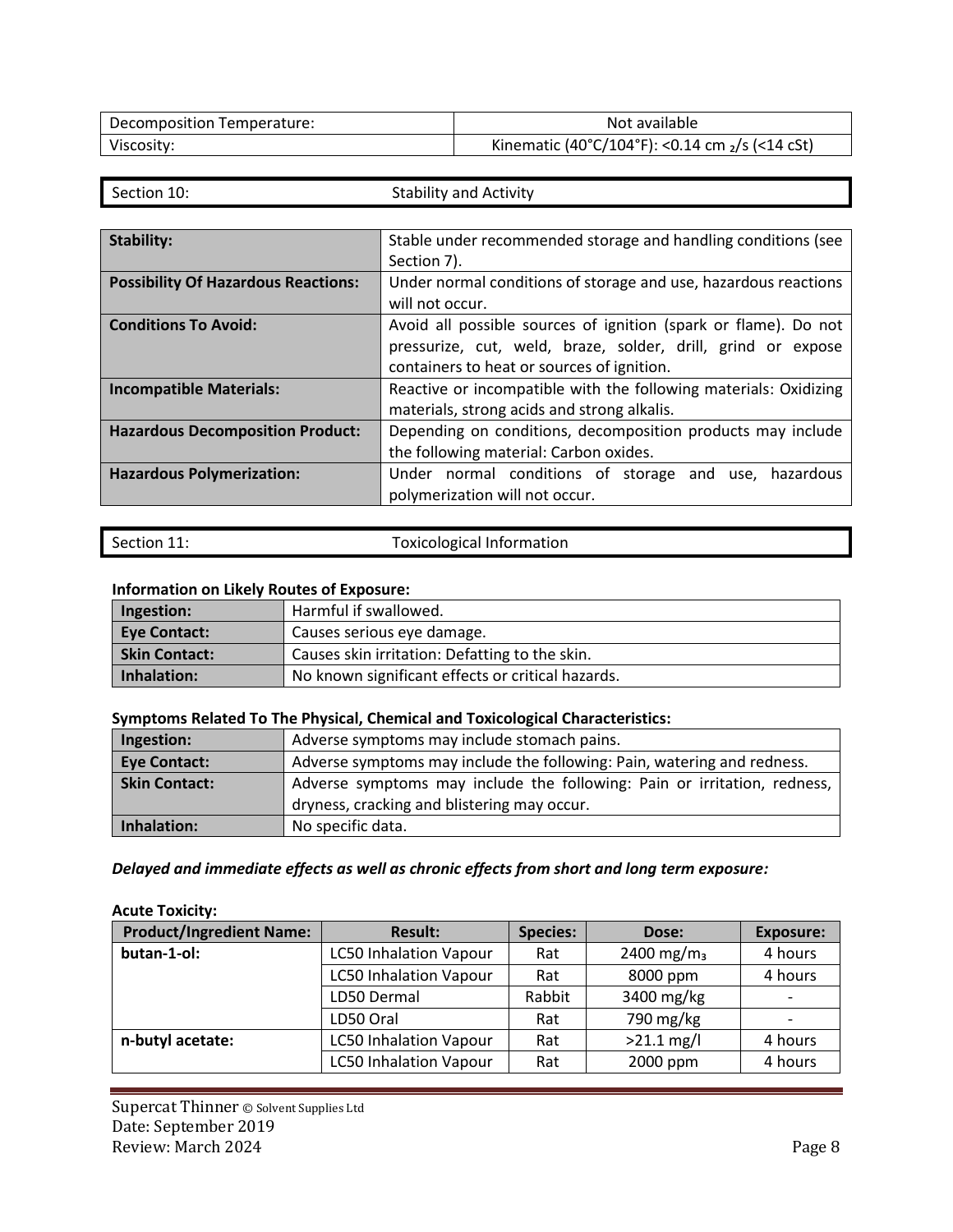| Decomposition Temperature: | Not available |
| --- | --- |
| Viscosity: | Kinematic (40°C/104°F): <0.14 $cm_2$/s (<14 cSt) |

## Section 10: Stability and Activity

| | |
| --- | --- |
| **Stability:** | Stable under recommended storage and handling conditions (see Section 7). |
| **Possibility Of Hazardous Reactions:** | Under normal conditions of storage and use, hazardous reactions will not occur. |
| **Conditions To Avoid:** | Avoid all possible sources of ignition (spark or flame). Do not pressurize, cut, weld, braze, solder, drill, grind or expose containers to heat or sources of ignition. |
| **Incompatible Materials:** | Reactive or incompatible with the following materials: Oxidizing materials, strong acids and strong alkalis. |
| **Hazardous Decomposition Product:** | Depending on conditions, decomposition products may include the following material: Carbon oxides. |
| **Hazardous Polymerization:** | Under normal conditions of storage and use, hazardous polymerization will not occur. |

## Section 11: Toxicological Information

**Information on Likely Routes of Exposure:**

| | |
| --- | --- |
| **Ingestion:** | Harmful if swallowed. |
| **Eye Contact:** | Causes serious eye damage. |
| **Skin Contact:** | Causes skin irritation: Defatting to the skin. |
| **Inhalation:** | No known significant effects or critical hazards. |

**Symptoms Related To The Physical, Chemical and Toxicological Characteristics:**

| | |
| --- | --- |
| **Ingestion:** | Adverse symptoms may include stomach pains. |
| **Eye Contact:** | Adverse symptoms may include the following: Pain, watering and redness. |
| **Skin Contact:** | Adverse symptoms may include the following: Pain or irritation, redness, dryness, cracking and blistering may occur. |
| **Inhalation:** | No specific data. |

***Delayed and immediate effects as well as chronic effects from short and long term exposure:***

**Acute Toxicity:**

| Product/Ingredient Name: | Result: | Species: | Dose: | Exposure: |
| --- | --- | --- | --- | --- |
| **butan-1-ol:** | LC50 Inhalation Vapour | Rat | 2400 $mg/m_3$ | 4 hours |
| | LC50 Inhalation Vapour | Rat | 8000 ppm | 4 hours |
| | LD50 Dermal | Rabbit | 3400 mg/kg | - |
| | LD50 Oral | Rat | 790 mg/kg | - |
| **n-butyl acetate:** | LC50 Inhalation Vapour | Rat | >21.1 mg/l | 4 hours |
| | LC50 Inhalation Vapour | Rat | 2000 ppm | 4 hours |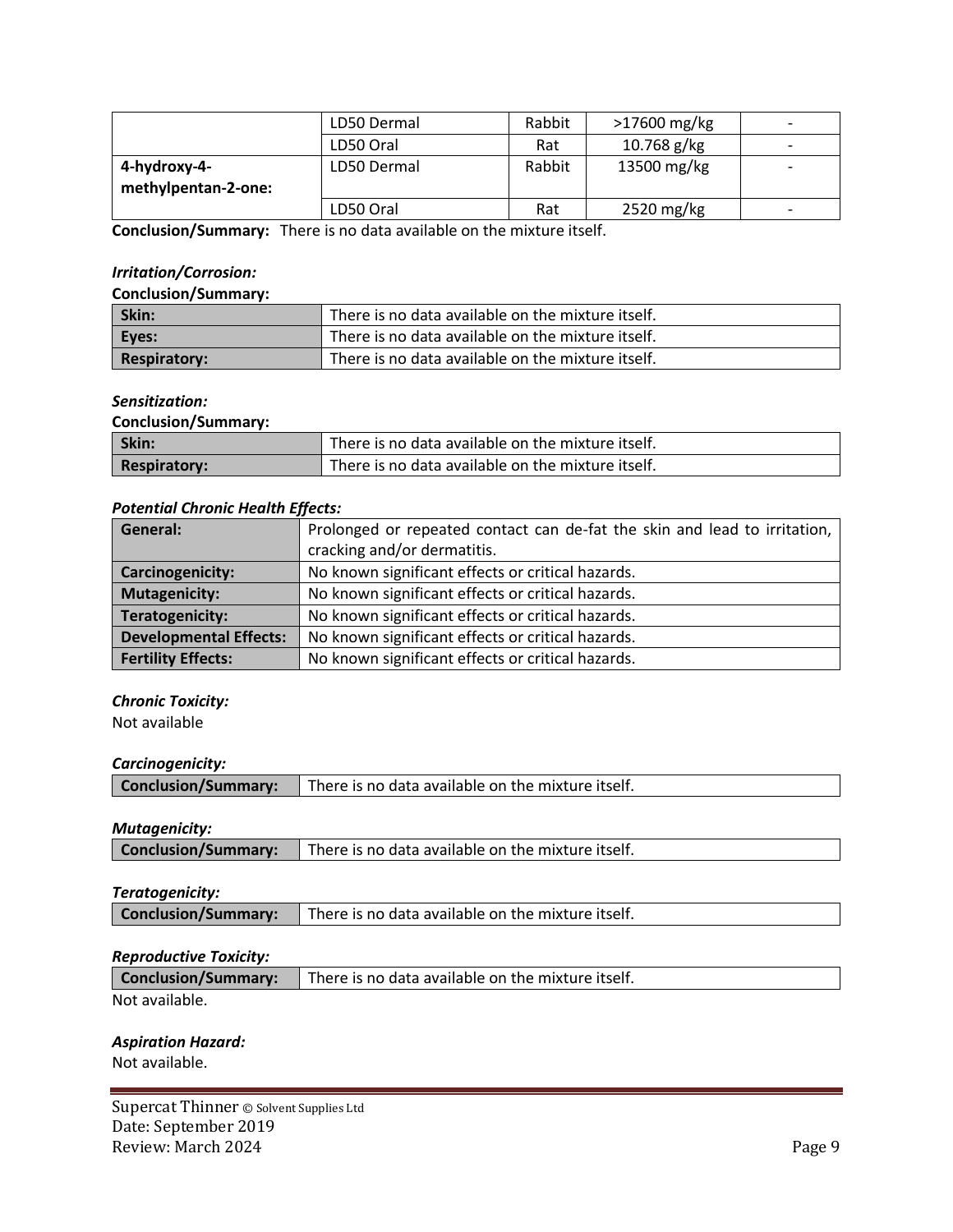| | | | | |
|---|---|---|---|---|
| | LD50 Dermal | Rabbit | >17600 mg/kg | - |
| | LD50 Oral | Rat | 10.768 g/kg | - |
| **4-hydroxy-4-methylpentan-2-one:** | LD50 Dermal | Rabbit | 13500 mg/kg | - |
| | LD50 Oral | Rat | 2520 mg/kg | - |

**Conclusion/Summary:** There is no data available on the mixture itself.

***Irritation/Corrosion:***

**Conclusion/Summary:**

| | |
|---|---|
| **Skin:** | There is no data available on the mixture itself. |
| **Eyes:** | There is no data available on the mixture itself. |
| **Respiratory:** | There is no data available on the mixture itself. |

***Sensitization:***

**Conclusion/Summary:**

| | |
|---|---|
| **Skin:** | There is no data available on the mixture itself. |
| **Respiratory:** | There is no data available on the mixture itself. |

***Potential Chronic Health Effects:***

| | |
|---|---|
| **General:** | Prolonged or repeated contact can de-fat the skin and lead to irritation, cracking and/or dermatitis. |
| **Carcinogenicity:** | No known significant effects or critical hazards. |
| **Mutagenicity:** | No known significant effects or critical hazards. |
| **Teratogenicity:** | No known significant effects or critical hazards. |
| **Developmental Effects:** | No known significant effects or critical hazards. |
| **Fertility Effects:** | No known significant effects or critical hazards. |

***Chronic Toxicity:***

Not available

***Carcinogenicity:***

| | |
|---|---|
| **Conclusion/Summary:** | There is no data available on the mixture itself. |

***Mutagenicity:***

| | |
|---|---|
| **Conclusion/Summary:** | There is no data available on the mixture itself. |

***Teratogenicity:***

| | |
|---|---|
| **Conclusion/Summary:** | There is no data available on the mixture itself. |

***Reproductive Toxicity:***

| | |
|---|---|
| **Conclusion/Summary:** | There is no data available on the mixture itself. |

Not available.

***Aspiration Hazard:***

Not available.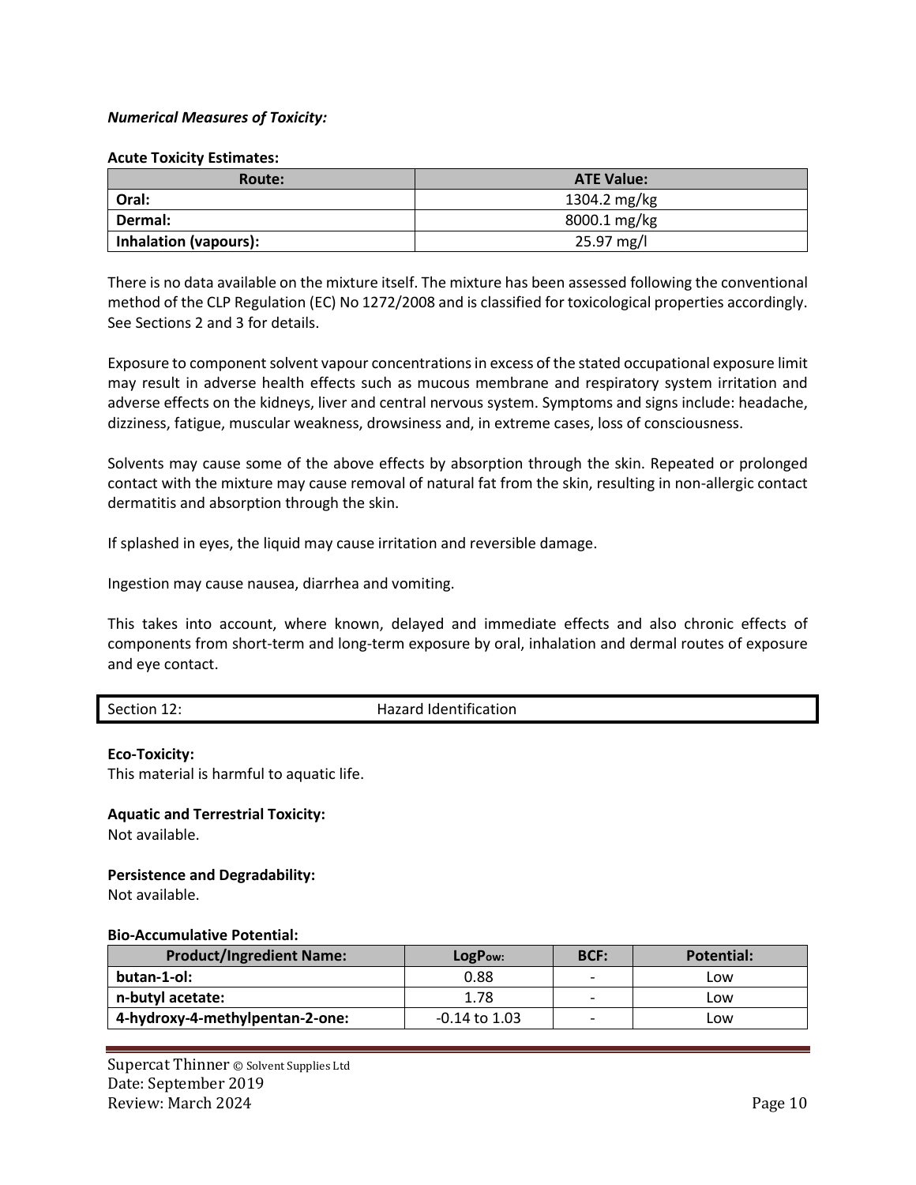***Numerical Measures of Toxicity:***

**Acute Toxicity Estimates:**

| Route: | ATE Value: |
| --- | --- |
| **Oral:** | 1304.2 mg/kg |
| **Dermal:** | 8000.1 mg/kg |
| **Inhalation (vapours):** | 25.97 mg/l |

There is no data available on the mixture itself. The mixture has been assessed following the conventional method of the CLP Regulation (EC) No 1272/2008 and is classified for toxicological properties accordingly. See Sections 2 and 3 for details.

Exposure to component solvent vapour concentrations in excess of the stated occupational exposure limit may result in adverse health effects such as mucous membrane and respiratory system irritation and adverse effects on the kidneys, liver and central nervous system. Symptoms and signs include: headache, dizziness, fatigue, muscular weakness, drowsiness and, in extreme cases, loss of consciousness.

Solvents may cause some of the above effects by absorption through the skin. Repeated or prolonged contact with the mixture may cause removal of natural fat from the skin, resulting in non-allergic contact dermatitis and absorption through the skin.

If splashed in eyes, the liquid may cause irritation and reversible damage.

Ingestion may cause nausea, diarrhea and vomiting.

This takes into account, where known, delayed and immediate effects and also chronic effects of components from short-term and long-term exposure by oral, inhalation and dermal routes of exposure and eye contact.

## Section 12: Hazard Identification

**Eco-Toxicity:**
This material is harmful to aquatic life.

**Aquatic and Terrestrial Toxicity:**
Not available.

**Persistence and Degradability:**
Not available.

**Bio-Accumulative Potential:**

| Product/Ingredient Name: | LogPow: | BCF: | Potential: |
| --- | --- | --- | --- |
| **butan-1-ol:** | 0.88 | - | Low |
| **n-butyl acetate:** | 1.78 | - | Low |
| **4-hydroxy-4-methylpentan-2-one:** | -0.14 to 1.03 | - | Low |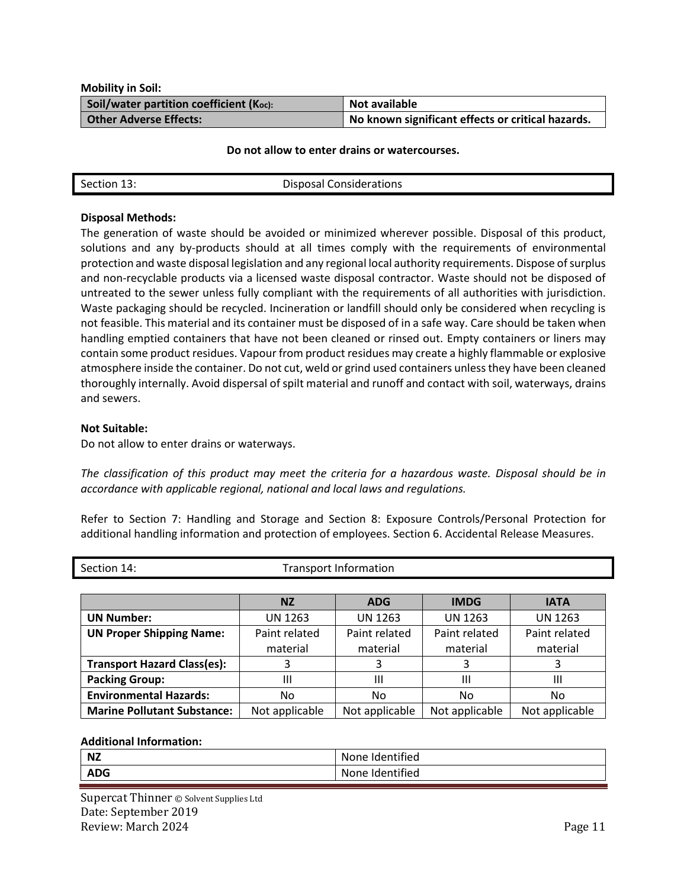**Mobility in Soil:**

| Soil/water partition coefficient ($K_{oc}$): | Not available |
|---|---|
| **Other Adverse Effects:** | **No known significant effects or critical hazards.** |

**Do not allow to enter drains or watercourses.**

## Section 13: Disposal Considerations

**Disposal Methods:**

The generation of waste should be avoided or minimized wherever possible. Disposal of this product, solutions and any by-products should at all times comply with the requirements of environmental protection and waste disposal legislation and any regional local authority requirements. Dispose of surplus and non-recyclable products via a licensed waste disposal contractor. Waste should not be disposed of untreated to the sewer unless fully compliant with the requirements of all authorities with jurisdiction. Waste packaging should be recycled. Incineration or landfill should only be considered when recycling is not feasible. This material and its container must be disposed of in a safe way. Care should be taken when handling emptied containers that have not been cleaned or rinsed out. Empty containers or liners may contain some product residues. Vapour from product residues may create a highly flammable or explosive atmosphere inside the container. Do not cut, weld or grind used containers unless they have been cleaned thoroughly internally. Avoid dispersal of spilt material and runoff and contact with soil, waterways, drains and sewers.

**Not Suitable:**

Do not allow to enter drains or waterways.

*The classification of this product may meet the criteria for a hazardous waste. Disposal should be in accordance with applicable regional, national and local laws and regulations.*

Refer to Section 7: Handling and Storage and Section 8: Exposure Controls/Personal Protection for additional handling information and protection of employees. Section 6. Accidental Release Measures.

## Section 14: Transport Information

| | NZ | ADG | IMDG | IATA |
|---|---|---|---|---|
| **UN Number:** | UN 1263 | UN 1263 | UN 1263 | UN 1263 |
| **UN Proper Shipping Name:** | Paint related material | Paint related material | Paint related material | Paint related material |
| **Transport Hazard Class(es):** | 3 | 3 | 3 | 3 |
| **Packing Group:** | III | III | III | III |
| **Environmental Hazards:** | No | No | No | No |
| **Marine Pollutant Substance:** | Not applicable | Not applicable | Not applicable | Not applicable |

**Additional Information:**

| NZ | None Identified |
|---|---|
| **ADG** | None Identified |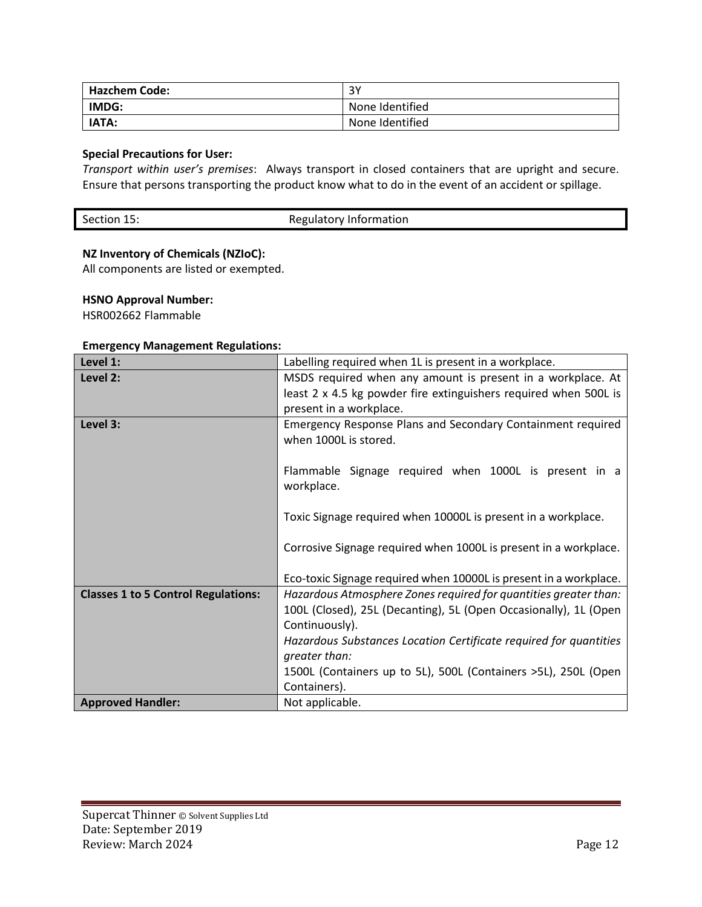| Hazchem Code: | 3Y |
|---|---|
| IMDG: | None Identified |
| IATA: | None Identified |

**Special Precautions for User:**
*Transport within user's premises*: Always transport in closed containers that are upright and secure. Ensure that persons transporting the product know what to do in the event of an accident or spillage.

## Section 15: Regulatory Information

**NZ Inventory of Chemicals (NZIoC):**
All components are listed or exempted.

**HSNO Approval Number:**
HSR002662 Flammable

**Emergency Management Regulations:**

| Level 1: | Labelling required when 1L is present in a workplace. |
|---|---|
| **Level 2:** | MSDS required when any amount is present in a workplace. At least 2 x 4.5 kg powder fire extinguishers required when 500L is present in a workplace. |
| **Level 3:** | Emergency Response Plans and Secondary Containment required when 1000L is stored.<br><br>Flammable Signage required when 1000L is present in a workplace.<br><br>Toxic Signage required when 10000L is present in a workplace.<br><br>Corrosive Signage required when 1000L is present in a workplace.<br><br>Eco-toxic Signage required when 10000L is present in a workplace. |
| **Classes 1 to 5 Control Regulations:** | *Hazardous Atmosphere Zones required for quantities greater than:* 100L (Closed), 25L (Decanting), 5L (Open Occasionally), 1L (Open Continuously).<br>*Hazardous Substances Location Certificate required for quantities greater than:*<br>1500L (Containers up to 5L), 500L (Containers >5L), 250L (Open Containers). |
| **Approved Handler:** | Not applicable. |

Supercat Thinner © Solvent Supplies Ltd
Date: September 2019
Review: March 2024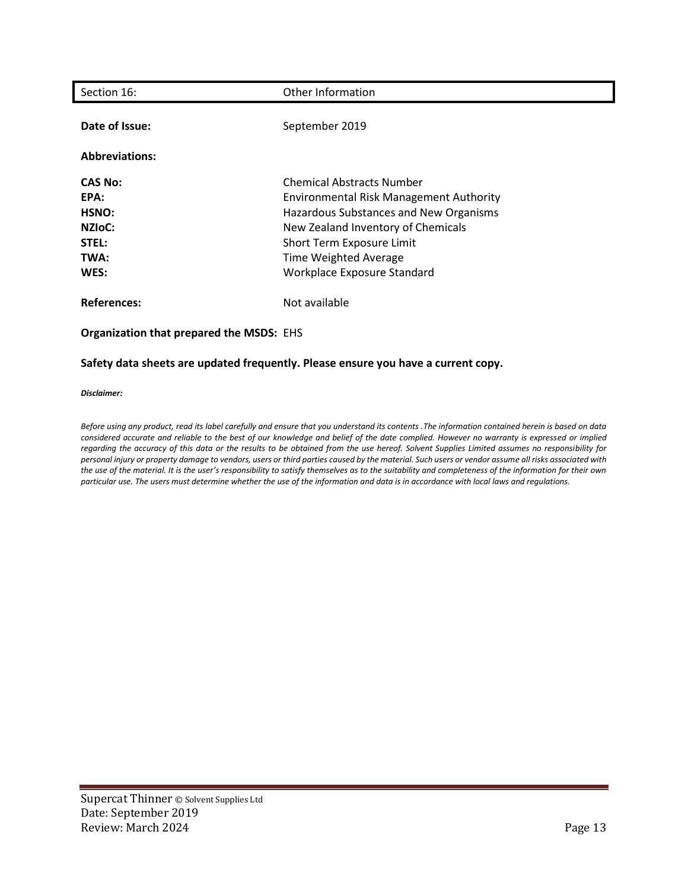## Section 16: Other Information

**Date of Issue:** September 2019

**Abbreviations:**

| | |
|---|---|
| **CAS No:** | Chemical Abstracts Number |
| **EPA:** | Environmental Risk Management Authority |
| **HSNO:** | Hazardous Substances and New Organisms |
| **NZIoC:** | New Zealand Inventory of Chemicals |
| **STEL:** | Short Term Exposure Limit |
| **TWA:** | Time Weighted Average |
| **WES:** | Workplace Exposure Standard |

**References:** Not available

**Organization that prepared the MSDS:** EHS

**Safety data sheets are updated frequently. Please ensure you have a current copy.**

***Disclaimer:***

*Before using any product, read its label carefully and ensure that you understand its contents .The information contained herein is based on data considered accurate and reliable to the best of our knowledge and belief of the date complied. However no warranty is expressed or implied regarding the accuracy of this data or the results to be obtained from the use hereof. Solvent Supplies Limited assumes no responsibility for personal injury or property damage to vendors, users or third parties caused by the material. Such users or vendor assume all risks associated with the use of the material. It is the user's responsibility to satisfy themselves as to the suitability and completeness of the information for their own particular use. The users must determine whether the use of the information and data is in accordance with local laws and regulations.*